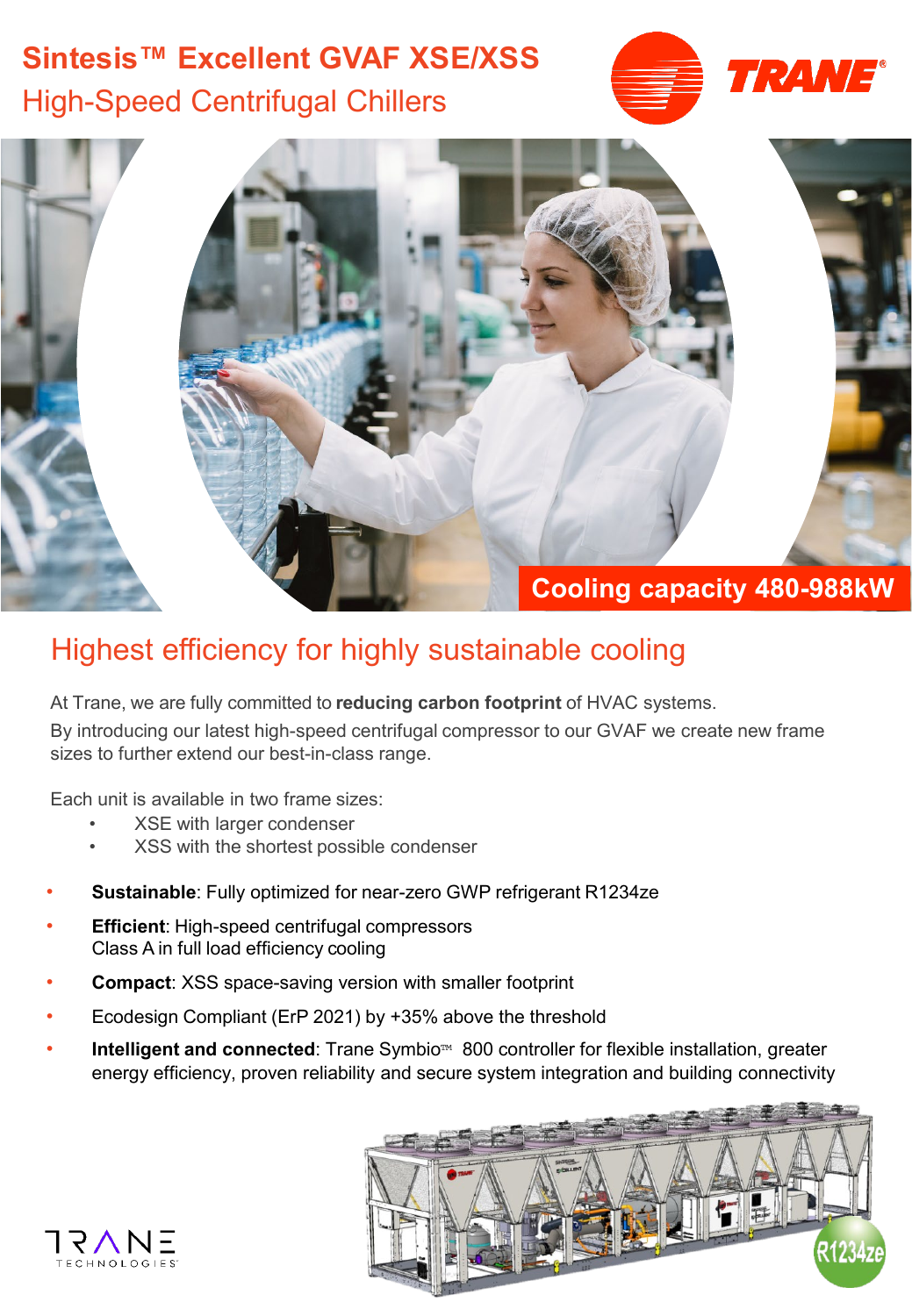# Sintesis™ Excellent GVAF XSE/XSS

## High-Speed Centrifugal Chillers

**Cooling capacity 480-988kW**

## Highest efficiency for highly sustainable cooling

At Trane, we are fully committed to **reducing carbon footprint** of HVAC systems.

By introducing our latest high-speed centrifugal compressor to our GVAF we create new frame sizes to further extend our best-in-class range.

Each unit is available in two frame sizes:

- XSE with larger condenser
- XSS with the shortest possible condenser

- **Sustainable**: Fully optimized for near-zero GWP refrigerant R1234ze
- **Efficient**: High-speed centrifugal compressors
  Class A in full load efficiency cooling
- **Compact**: XSS space-saving version with smaller footprint
- Ecodesign Compliant (ErP 2021) by +35% above the threshold
- **Intelligent and connected**: Trane Symbio™ 800 controller for flexible installation, greater energy efficiency, proven reliability and secure system integration and building connectivity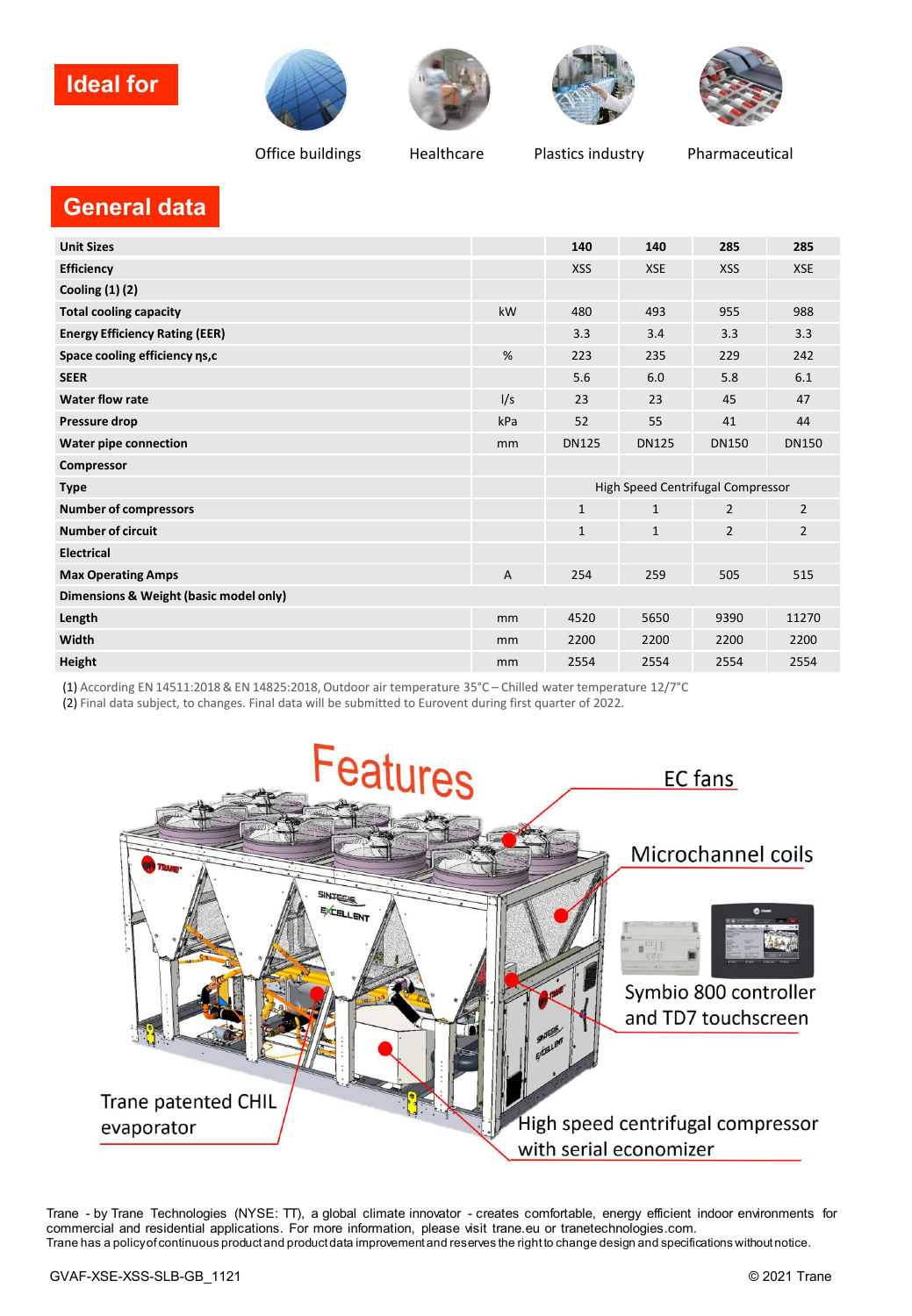## Ideal for

Office buildings

Healthcare

Plastics industry

Pharmaceutical

## General data

| Unit Sizes | | 140 | 140 | 285 | 285 |
|---|---|---|---|---|---|
| **Efficiency** | | XSS | XSE | XSS | XSE |
| **Cooling (1) (2)** | | | | | |
| **Total cooling capacity** | kW | 480 | 493 | 955 | 988 |
| **Energy Efficiency Rating (EER)** | | 3.3 | 3.4 | 3.3 | 3.3 |
| **Space cooling efficiency ηs,c** | % | 223 | 235 | 229 | 242 |
| **SEER** | | 5.6 | 6.0 | 5.8 | 6.1 |
| **Water flow rate** | l/s | 23 | 23 | 45 | 47 |
| **Pressure drop** | kPa | 52 | 55 | 41 | 44 |
| **Water pipe connection** | mm | DN125 | DN125 | DN150 | DN150 |
| **Compressor** | | | | | |
| **Type** | | High Speed Centrifugal Compressor | | | |
| **Number of compressors** | | 1 | 1 | 2 | 2 |
| **Number of circuit** | | 1 | 1 | 2 | 2 |
| **Electrical** | | | | | |
| **Max Operating Amps** | A | 254 | 259 | 505 | 515 |
| **Dimensions & Weight (basic model only)** | | | | | |
| **Length** | mm | 4520 | 5650 | 9390 | 11270 |
| **Width** | mm | 2200 | 2200 | 2200 | 2200 |
| **Height** | mm | 2554 | 2554 | 2554 | 2554 |

(1) According EN 14511:2018 & EN 14825:2018, Outdoor air temperature 35°C – Chilled water temperature 12/7°C
(2) Final data subject, to changes. Final data will be submitted to Eurovent during first quarter of 2022.

## Features

EC fans

Microchannel coils

Symbio 800 controller and TD7 touchscreen

Trane patented CHIL evaporator

High speed centrifugal compressor with serial economizer

Trane - by Trane Technologies (NYSE: TT), a global climate innovator - creates comfortable, energy efficient indoor environments for commercial and residential applications. For more information, please visit trane.eu or tranetechnologies.com.
Trane has a policy of continuous product and product data improvement and reserves the right to change design and specifications without notice.

GVAF-XSE-XSS-SLB-GB_1121

© 2021 Trane